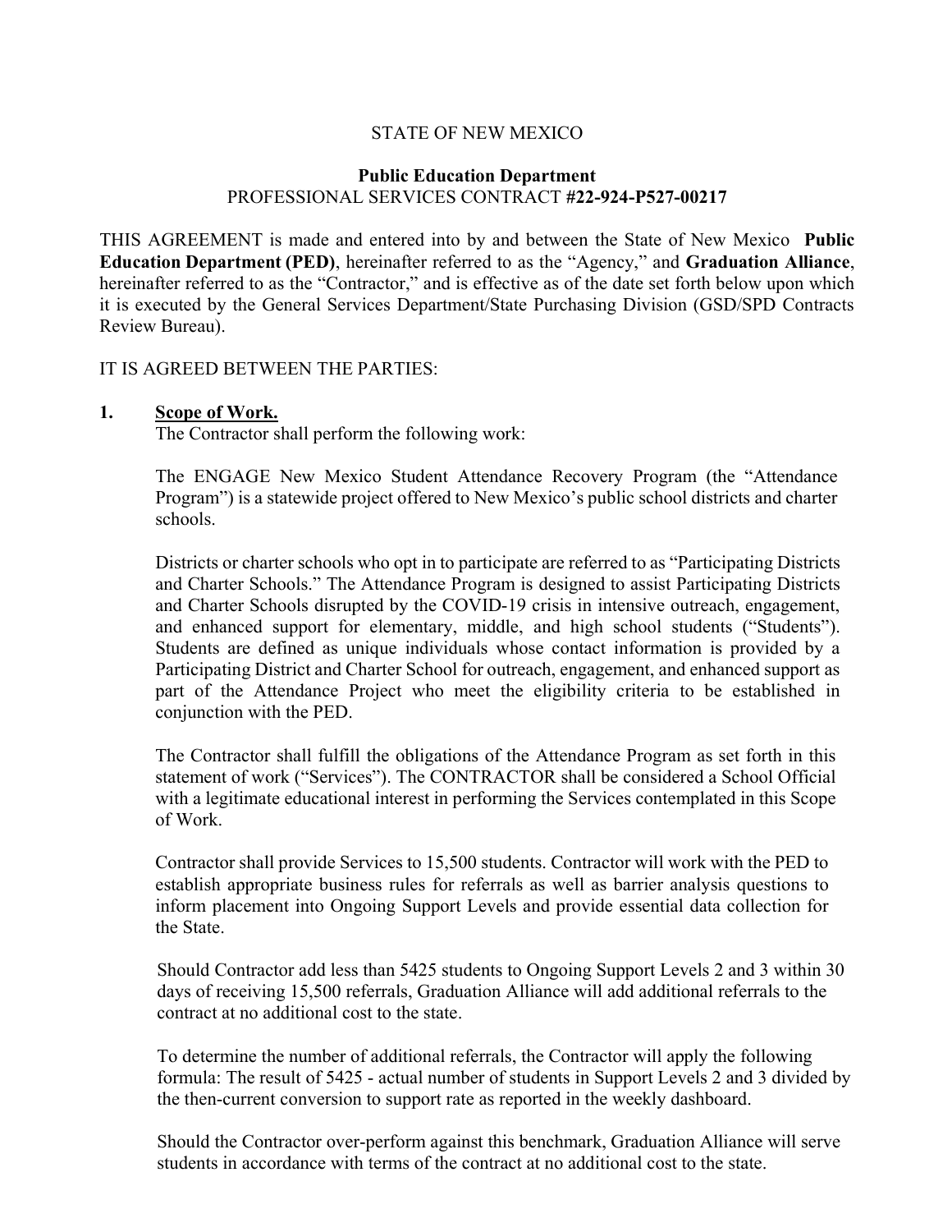STATE OF NEW MEXICO

**Public Education Department**
PROFESSIONAL SERVICES CONTRACT **#22-924-P527-00217**

THIS AGREEMENT is made and entered into by and between the State of New Mexico **Public Education Department (PED)**, hereinafter referred to as the "Agency," and **Graduation Alliance**, hereinafter referred to as the "Contractor," and is effective as of the date set forth below upon which it is executed by the General Services Department/State Purchasing Division (GSD/SPD Contracts Review Bureau).

IT IS AGREED BETWEEN THE PARTIES:

**1. Scope of Work.**
The Contractor shall perform the following work:

The ENGAGE New Mexico Student Attendance Recovery Program (the "Attendance Program") is a statewide project offered to New Mexico's public school districts and charter schools.

Districts or charter schools who opt in to participate are referred to as "Participating Districts and Charter Schools." The Attendance Program is designed to assist Participating Districts and Charter Schools disrupted by the COVID-19 crisis in intensive outreach, engagement, and enhanced support for elementary, middle, and high school students ("Students"). Students are defined as unique individuals whose contact information is provided by a Participating District and Charter School for outreach, engagement, and enhanced support as part of the Attendance Project who meet the eligibility criteria to be established in conjunction with the PED.

The Contractor shall fulfill the obligations of the Attendance Program as set forth in this statement of work ("Services"). The CONTRACTOR shall be considered a School Official with a legitimate educational interest in performing the Services contemplated in this Scope of Work.

Contractor shall provide Services to 15,500 students. Contractor will work with the PED to establish appropriate business rules for referrals as well as barrier analysis questions to inform placement into Ongoing Support Levels and provide essential data collection for the State.

Should Contractor add less than 5425 students to Ongoing Support Levels 2 and 3 within 30 days of receiving 15,500 referrals, Graduation Alliance will add additional referrals to the contract at no additional cost to the state.

To determine the number of additional referrals, the Contractor will apply the following formula: The result of 5425 - actual number of students in Support Levels 2 and 3 divided by the then-current conversion to support rate as reported in the weekly dashboard.

Should the Contractor over-perform against this benchmark, Graduation Alliance will serve students in accordance with terms of the contract at no additional cost to the state.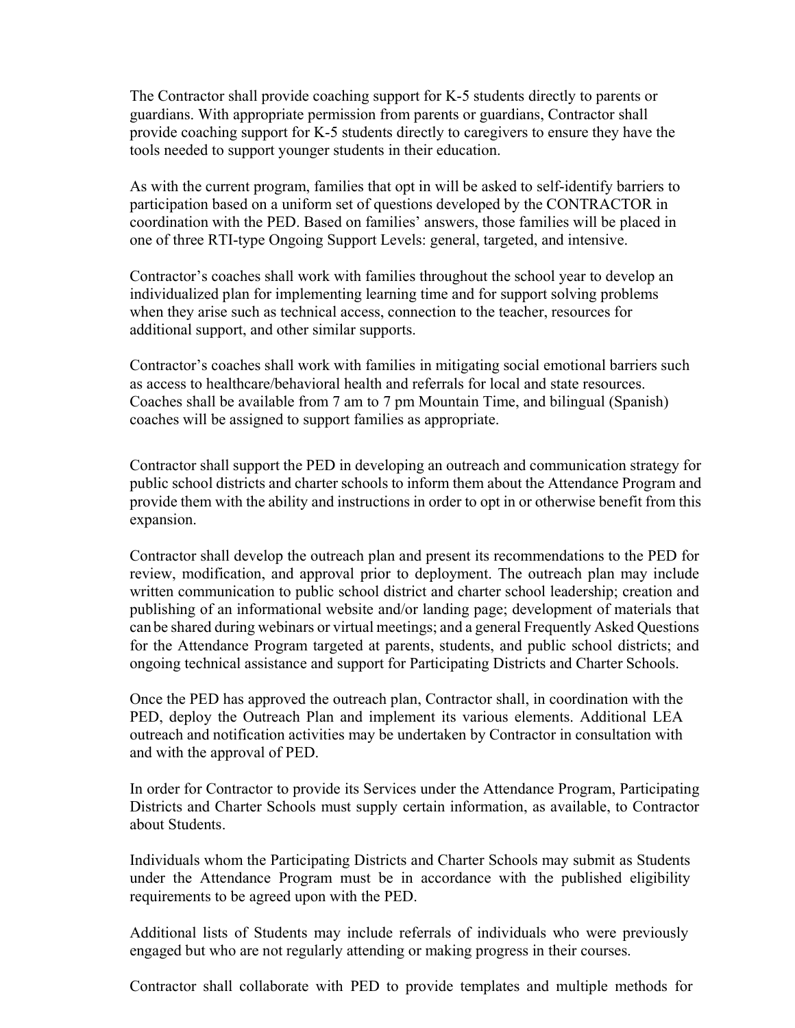The Contractor shall provide coaching support for K-5 students directly to parents or guardians. With appropriate permission from parents or guardians, Contractor shall provide coaching support for K-5 students directly to caregivers to ensure they have the tools needed to support younger students in their education.

As with the current program, families that opt in will be asked to self-identify barriers to participation based on a uniform set of questions developed by the CONTRACTOR in coordination with the PED. Based on families' answers, those families will be placed in one of three RTI-type Ongoing Support Levels: general, targeted, and intensive.

Contractor's coaches shall work with families throughout the school year to develop an individualized plan for implementing learning time and for support solving problems when they arise such as technical access, connection to the teacher, resources for additional support, and other similar supports.

Contractor's coaches shall work with families in mitigating social emotional barriers such as access to healthcare/behavioral health and referrals for local and state resources. Coaches shall be available from 7 am to 7 pm Mountain Time, and bilingual (Spanish) coaches will be assigned to support families as appropriate.

Contractor shall support the PED in developing an outreach and communication strategy for public school districts and charter schools to inform them about the Attendance Program and provide them with the ability and instructions in order to opt in or otherwise benefit from this expansion.

Contractor shall develop the outreach plan and present its recommendations to the PED for review, modification, and approval prior to deployment. The outreach plan may include written communication to public school district and charter school leadership; creation and publishing of an informational website and/or landing page; development of materials that can be shared during webinars or virtual meetings; and a general Frequently Asked Questions for the Attendance Program targeted at parents, students, and public school districts; and ongoing technical assistance and support for Participating Districts and Charter Schools.

Once the PED has approved the outreach plan, Contractor shall, in coordination with the PED, deploy the Outreach Plan and implement its various elements. Additional LEA outreach and notification activities may be undertaken by Contractor in consultation with and with the approval of PED.

In order for Contractor to provide its Services under the Attendance Program, Participating Districts and Charter Schools must supply certain information, as available, to Contractor about Students.

Individuals whom the Participating Districts and Charter Schools may submit as Students under the Attendance Program must be in accordance with the published eligibility requirements to be agreed upon with the PED.

Additional lists of Students may include referrals of individuals who were previously engaged but who are not regularly attending or making progress in their courses.

Contractor shall collaborate with PED to provide templates and multiple methods for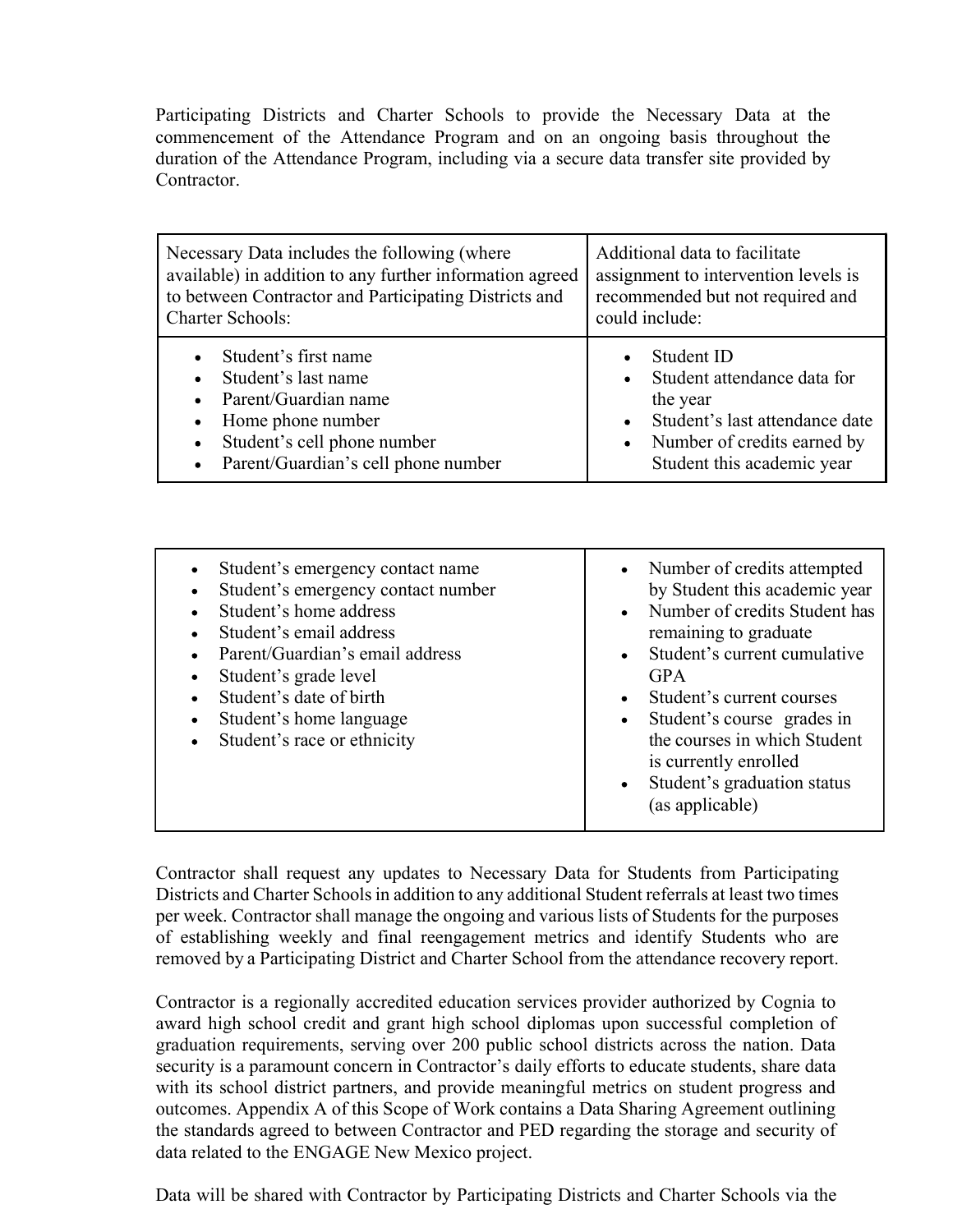Participating Districts and Charter Schools to provide the Necessary Data at the commencement of the Attendance Program and on an ongoing basis throughout the duration of the Attendance Program, including via a secure data transfer site provided by Contractor.

| Necessary Data includes the following (where available) in addition to any further information agreed to between Contractor and Participating Districts and Charter Schools: | Additional data to facilitate assignment to intervention levels is recommended but not required and could include: |
| --- | --- |
| • Student's first name<br>• Student's last name<br>• Parent/Guardian name<br>• Home phone number<br>• Student's cell phone number<br>• Parent/Guardian's cell phone number<br>• Student's emergency contact name<br>• Student's emergency contact number<br>• Student's home address<br>• Student's email address<br>• Parent/Guardian's email address<br>• Student's grade level<br>• Student's date of birth<br>• Student's home language<br>• Student's race or ethnicity | • Student ID<br>• Student attendance data for the year<br>• Student's last attendance date<br>• Number of credits earned by Student this academic year<br>• Number of credits attempted by Student this academic year<br>• Number of credits Student has remaining to graduate<br>• Student's current cumulative GPA<br>• Student's current courses<br>• Student's course grades in the courses in which Student is currently enrolled<br>• Student's graduation status (as applicable) |

Contractor shall request any updates to Necessary Data for Students from Participating Districts and Charter Schools in addition to any additional Student referrals at least two times per week. Contractor shall manage the ongoing and various lists of Students for the purposes of establishing weekly and final reengagement metrics and identify Students who are removed by a Participating District and Charter School from the attendance recovery report.

Contractor is a regionally accredited education services provider authorized by Cognia to award high school credit and grant high school diplomas upon successful completion of graduation requirements, serving over 200 public school districts across the nation. Data security is a paramount concern in Contractor's daily efforts to educate students, share data with its school district partners, and provide meaningful metrics on student progress and outcomes. Appendix A of this Scope of Work contains a Data Sharing Agreement outlining the standards agreed to between Contractor and PED regarding the storage and security of data related to the ENGAGE New Mexico project.

Data will be shared with Contractor by Participating Districts and Charter Schools via the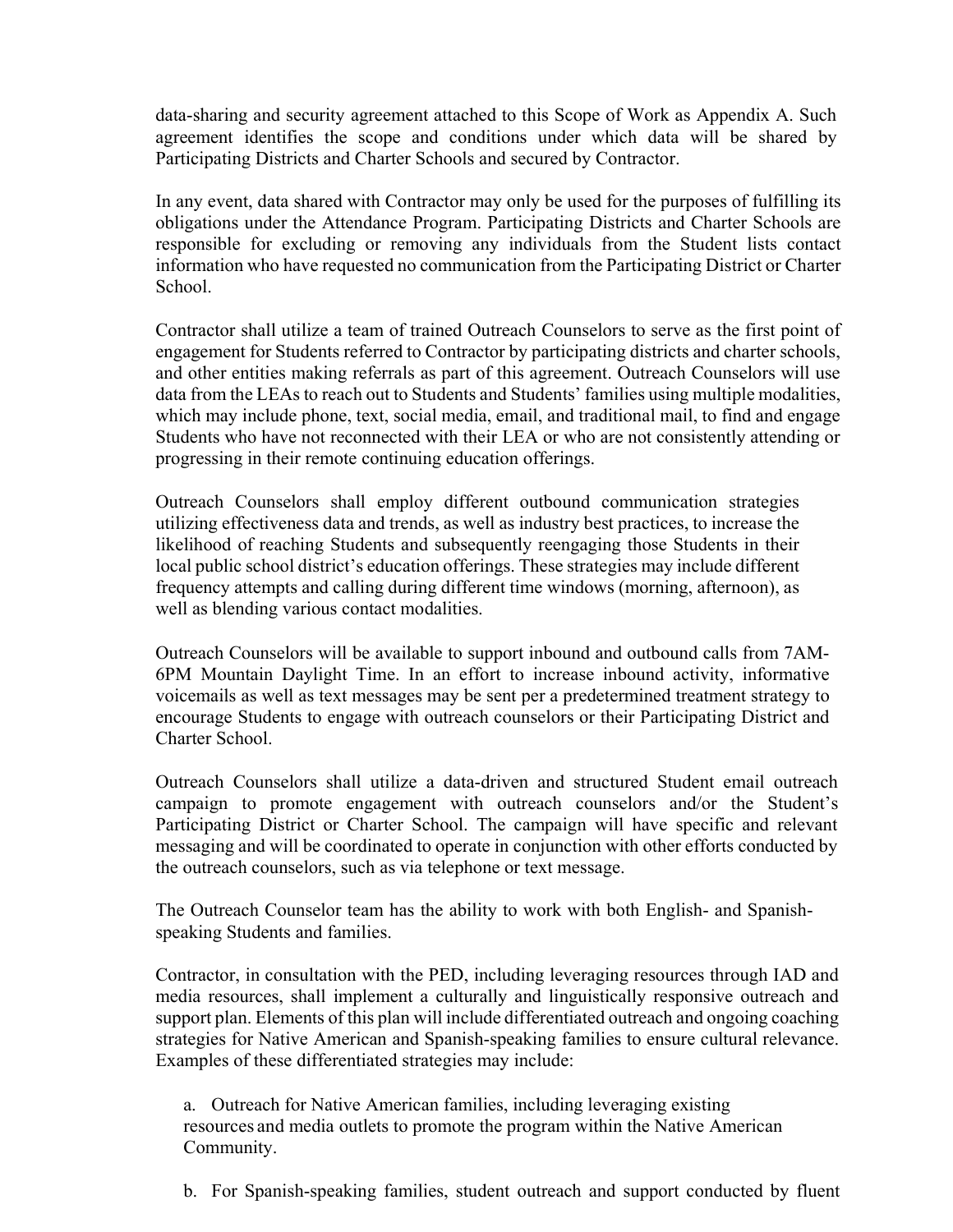data-sharing and security agreement attached to this Scope of Work as Appendix A. Such agreement identifies the scope and conditions under which data will be shared by Participating Districts and Charter Schools and secured by Contractor.

In any event, data shared with Contractor may only be used for the purposes of fulfilling its obligations under the Attendance Program. Participating Districts and Charter Schools are responsible for excluding or removing any individuals from the Student lists contact information who have requested no communication from the Participating District or Charter School.

Contractor shall utilize a team of trained Outreach Counselors to serve as the first point of engagement for Students referred to Contractor by participating districts and charter schools, and other entities making referrals as part of this agreement. Outreach Counselors will use data from the LEAs to reach out to Students and Students' families using multiple modalities, which may include phone, text, social media, email, and traditional mail, to find and engage Students who have not reconnected with their LEA or who are not consistently attending or progressing in their remote continuing education offerings.

Outreach Counselors shall employ different outbound communication strategies utilizing effectiveness data and trends, as well as industry best practices, to increase the likelihood of reaching Students and subsequently reengaging those Students in their local public school district's education offerings. These strategies may include different frequency attempts and calling during different time windows (morning, afternoon), as well as blending various contact modalities.

Outreach Counselors will be available to support inbound and outbound calls from 7AM-6PM Mountain Daylight Time. In an effort to increase inbound activity, informative voicemails as well as text messages may be sent per a predetermined treatment strategy to encourage Students to engage with outreach counselors or their Participating District and Charter School.

Outreach Counselors shall utilize a data-driven and structured Student email outreach campaign to promote engagement with outreach counselors and/or the Student's Participating District or Charter School. The campaign will have specific and relevant messaging and will be coordinated to operate in conjunction with other efforts conducted by the outreach counselors, such as via telephone or text message.

The Outreach Counselor team has the ability to work with both English- and Spanish-speaking Students and families.

Contractor, in consultation with the PED, including leveraging resources through IAD and media resources, shall implement a culturally and linguistically responsive outreach and support plan. Elements of this plan will include differentiated outreach and ongoing coaching strategies for Native American and Spanish-speaking families to ensure cultural relevance. Examples of these differentiated strategies may include:

a. Outreach for Native American families, including leveraging existing resources and media outlets to promote the program within the Native American Community.

b. For Spanish-speaking families, student outreach and support conducted by fluent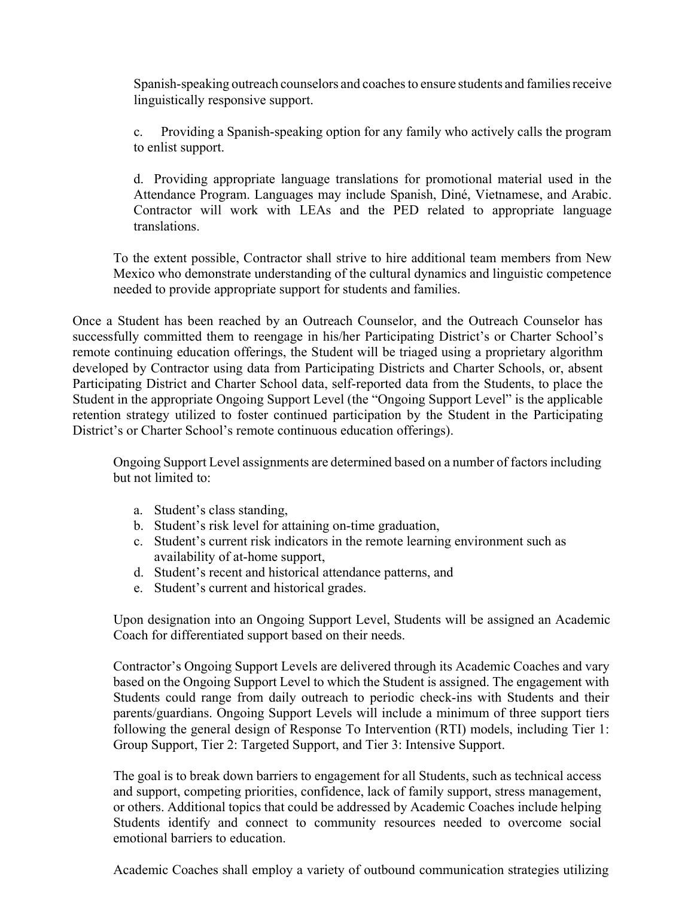Spanish-speaking outreach counselors and coaches to ensure students and families receive linguistically responsive support.

c. Providing a Spanish-speaking option for any family who actively calls the program to enlist support.

d. Providing appropriate language translations for promotional material used in the Attendance Program. Languages may include Spanish, Diné, Vietnamese, and Arabic. Contractor will work with LEAs and the PED related to appropriate language translations.

To the extent possible, Contractor shall strive to hire additional team members from New Mexico who demonstrate understanding of the cultural dynamics and linguistic competence needed to provide appropriate support for students and families.

Once a Student has been reached by an Outreach Counselor, and the Outreach Counselor has successfully committed them to reengage in his/her Participating District's or Charter School's remote continuing education offerings, the Student will be triaged using a proprietary algorithm developed by Contractor using data from Participating Districts and Charter Schools, or, absent Participating District and Charter School data, self-reported data from the Students, to place the Student in the appropriate Ongoing Support Level (the "Ongoing Support Level" is the applicable retention strategy utilized to foster continued participation by the Student in the Participating District's or Charter School's remote continuous education offerings).

Ongoing Support Level assignments are determined based on a number of factors including but not limited to:

a. Student's class standing,
b. Student's risk level for attaining on-time graduation,
c. Student's current risk indicators in the remote learning environment such as availability of at-home support,
d. Student's recent and historical attendance patterns, and
e. Student's current and historical grades.

Upon designation into an Ongoing Support Level, Students will be assigned an Academic Coach for differentiated support based on their needs.

Contractor's Ongoing Support Levels are delivered through its Academic Coaches and vary based on the Ongoing Support Level to which the Student is assigned. The engagement with Students could range from daily outreach to periodic check-ins with Students and their parents/guardians. Ongoing Support Levels will include a minimum of three support tiers following the general design of Response To Intervention (RTI) models, including Tier 1: Group Support, Tier 2: Targeted Support, and Tier 3: Intensive Support.

The goal is to break down barriers to engagement for all Students, such as technical access and support, competing priorities, confidence, lack of family support, stress management, or others. Additional topics that could be addressed by Academic Coaches include helping Students identify and connect to community resources needed to overcome social emotional barriers to education.

Academic Coaches shall employ a variety of outbound communication strategies utilizing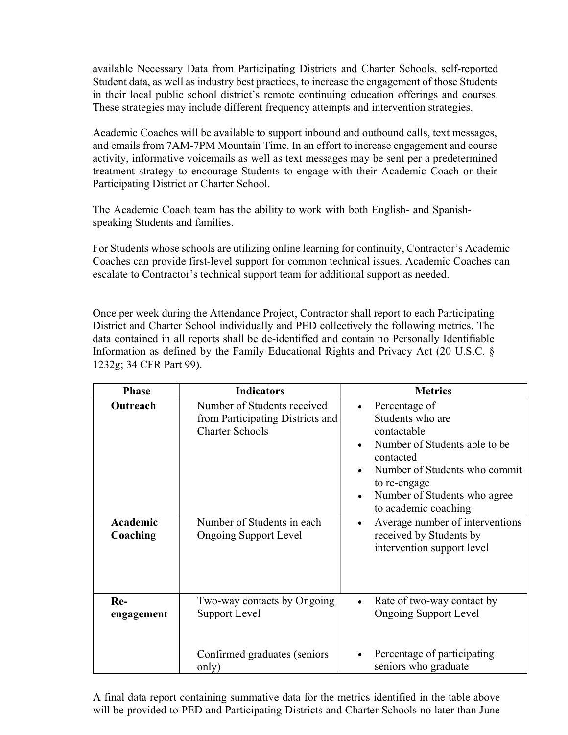available Necessary Data from Participating Districts and Charter Schools, self-reported Student data, as well as industry best practices, to increase the engagement of those Students in their local public school district's remote continuing education offerings and courses. These strategies may include different frequency attempts and intervention strategies.

Academic Coaches will be available to support inbound and outbound calls, text messages, and emails from 7AM-7PM Mountain Time. In an effort to increase engagement and course activity, informative voicemails as well as text messages may be sent per a predetermined treatment strategy to encourage Students to engage with their Academic Coach or their Participating District or Charter School.

The Academic Coach team has the ability to work with both English- and Spanish-speaking Students and families.

For Students whose schools are utilizing online learning for continuity, Contractor's Academic Coaches can provide first-level support for common technical issues. Academic Coaches can escalate to Contractor's technical support team for additional support as needed.

Once per week during the Attendance Project, Contractor shall report to each Participating District and Charter School individually and PED collectively the following metrics. The data contained in all reports shall be de-identified and contain no Personally Identifiable Information as defined by the Family Educational Rights and Privacy Act (20 U.S.C. § 1232g; 34 CFR Part 99).

| Phase | Indicators | Metrics |
|---|---|---|
| **Outreach** | Number of Students received from Participating Districts and Charter Schools | • Percentage of Students who are contactable<br>• Number of Students able to be contacted<br>• Number of Students who commit to re-engage<br>• Number of Students who agree to academic coaching |
| **Academic Coaching** | Number of Students in each Ongoing Support Level | • Average number of interventions received by Students by intervention support level |
| **Re-engagement** | Two-way contacts by Ongoing Support Level<br><br>Confirmed graduates (seniors only) | • Rate of two-way contact by Ongoing Support Level<br><br>• Percentage of participating seniors who graduate |

A final data report containing summative data for the metrics identified in the table above will be provided to PED and Participating Districts and Charter Schools no later than June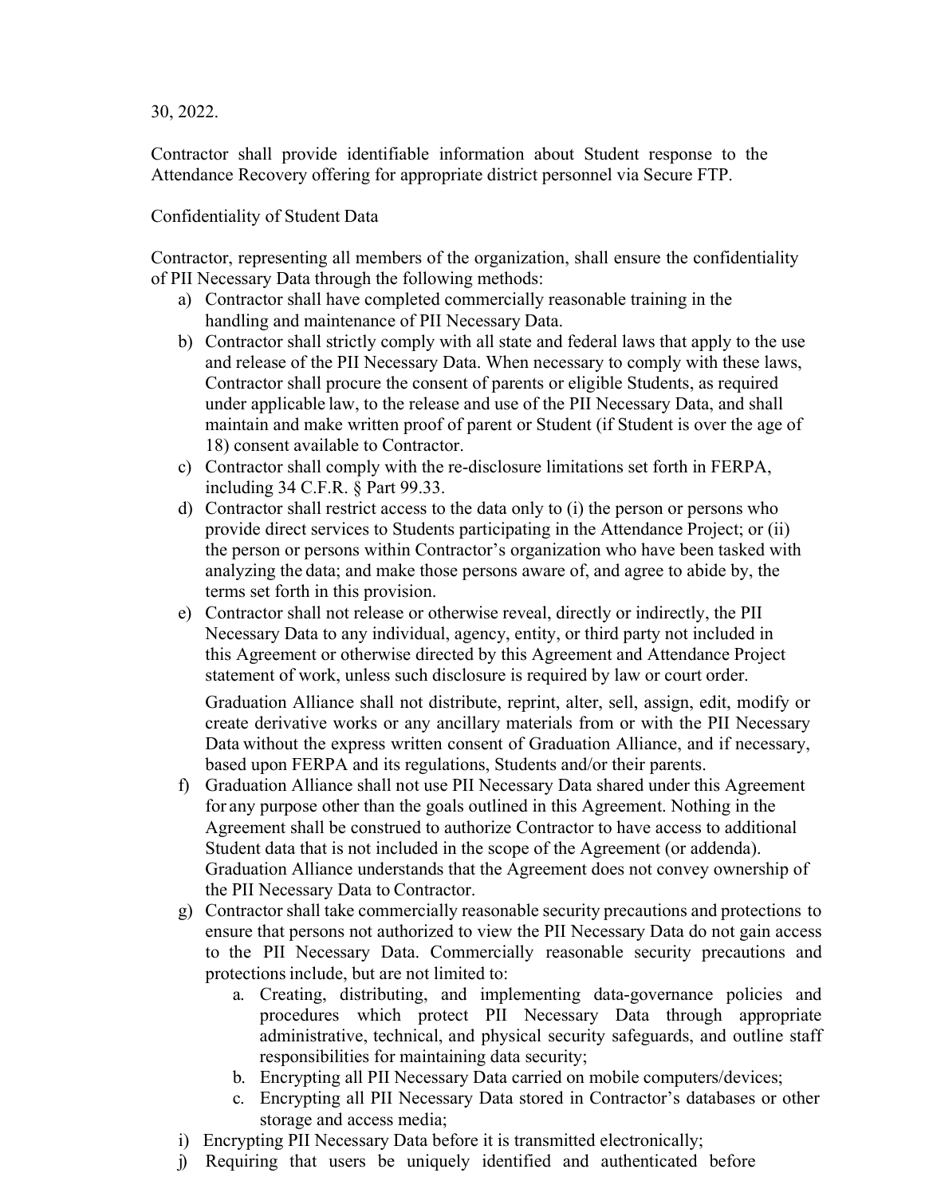30, 2022.

Contractor shall provide identifiable information about Student response to the Attendance Recovery offering for appropriate district personnel via Secure FTP.

Confidentiality of Student Data

Contractor, representing all members of the organization, shall ensure the confidentiality of PII Necessary Data through the following methods:

a) Contractor shall have completed commercially reasonable training in the handling and maintenance of PII Necessary Data.
b) Contractor shall strictly comply with all state and federal laws that apply to the use and release of the PII Necessary Data. When necessary to comply with these laws, Contractor shall procure the consent of parents or eligible Students, as required under applicable law, to the release and use of the PII Necessary Data, and shall maintain and make written proof of parent or Student (if Student is over the age of 18) consent available to Contractor.
c) Contractor shall comply with the re-disclosure limitations set forth in FERPA, including 34 C.F.R. § Part 99.33.
d) Contractor shall restrict access to the data only to (i) the person or persons who provide direct services to Students participating in the Attendance Project; or (ii) the person or persons within Contractor's organization who have been tasked with analyzing the data; and make those persons aware of, and agree to abide by, the terms set forth in this provision.
e) Contractor shall not release or otherwise reveal, directly or indirectly, the PII Necessary Data to any individual, agency, entity, or third party not included in this Agreement or otherwise directed by this Agreement and Attendance Project statement of work, unless such disclosure is required by law or court order.

   Graduation Alliance shall not distribute, reprint, alter, sell, assign, edit, modify or create derivative works or any ancillary materials from or with the PII Necessary Data without the express written consent of Graduation Alliance, and if necessary, based upon FERPA and its regulations, Students and/or their parents.
f) Graduation Alliance shall not use PII Necessary Data shared under this Agreement for any purpose other than the goals outlined in this Agreement. Nothing in the Agreement shall be construed to authorize Contractor to have access to additional Student data that is not included in the scope of the Agreement (or addenda). Graduation Alliance understands that the Agreement does not convey ownership of the PII Necessary Data to Contractor.
g) Contractor shall take commercially reasonable security precautions and protections to ensure that persons not authorized to view the PII Necessary Data do not gain access to the PII Necessary Data. Commercially reasonable security precautions and protections include, but are not limited to:
   a. Creating, distributing, and implementing data-governance policies and procedures which protect PII Necessary Data through appropriate administrative, technical, and physical security safeguards, and outline staff responsibilities for maintaining data security;
   b. Encrypting all PII Necessary Data carried on mobile computers/devices;
   c. Encrypting all PII Necessary Data stored in Contractor's databases or other storage and access media;

i) Encrypting PII Necessary Data before it is transmitted electronically;
j) Requiring that users be uniquely identified and authenticated before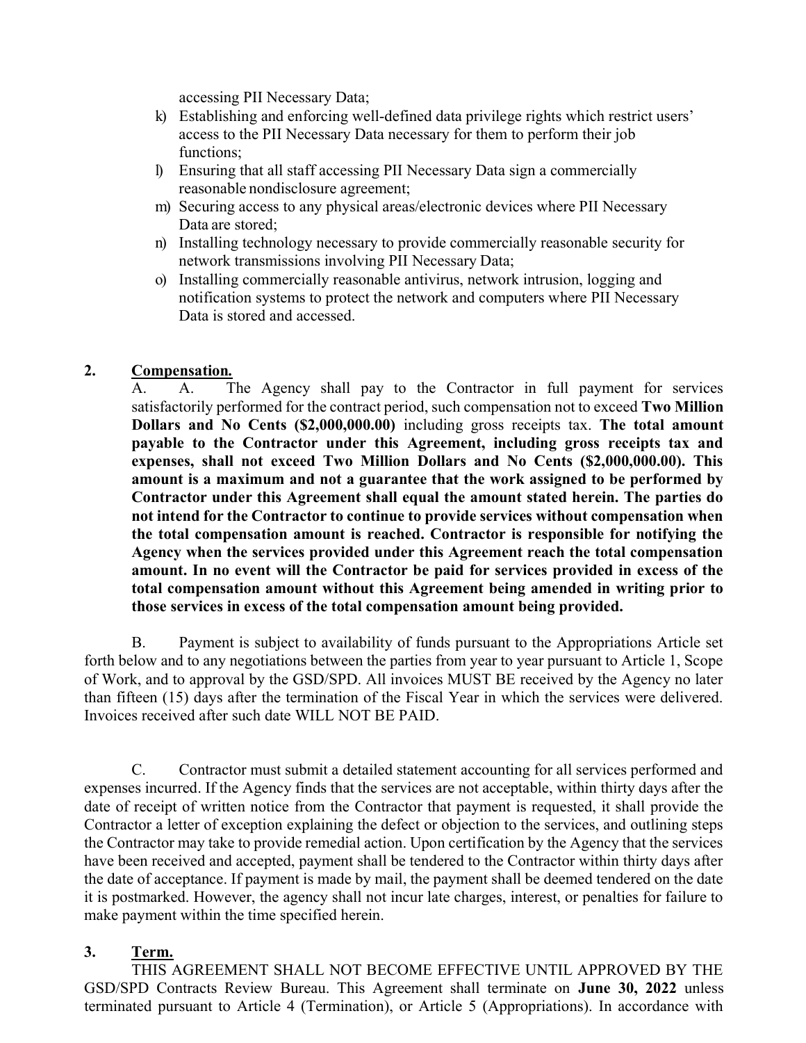accessing PII Necessary Data;

k) Establishing and enforcing well-defined data privilege rights which restrict users' access to the PII Necessary Data necessary for them to perform their job functions;
l) Ensuring that all staff accessing PII Necessary Data sign a commercially reasonable nondisclosure agreement;
m) Securing access to any physical areas/electronic devices where PII Necessary Data are stored;
n) Installing technology necessary to provide commercially reasonable security for network transmissions involving PII Necessary Data;
o) Installing commercially reasonable antivirus, network intrusion, logging and notification systems to protect the network and computers where PII Necessary Data is stored and accessed.

**2. Compensation.**

A. A. The Agency shall pay to the Contractor in full payment for services satisfactorily performed for the contract period, such compensation not to exceed **Two Million Dollars and No Cents ($2,000,000.00)** including gross receipts tax. **The total amount payable to the Contractor under this Agreement, including gross receipts tax and expenses, shall not exceed Two Million Dollars and No Cents ($2,000,000.00). This amount is a maximum and not a guarantee that the work assigned to be performed by Contractor under this Agreement shall equal the amount stated herein. The parties do not intend for the Contractor to continue to provide services without compensation when the total compensation amount is reached. Contractor is responsible for notifying the Agency when the services provided under this Agreement reach the total compensation amount. In no event will the Contractor be paid for services provided in excess of the total compensation amount without this Agreement being amended in writing prior to those services in excess of the total compensation amount being provided.**

B. Payment is subject to availability of funds pursuant to the Appropriations Article set forth below and to any negotiations between the parties from year to year pursuant to Article 1, Scope of Work, and to approval by the GSD/SPD. All invoices MUST BE received by the Agency no later than fifteen (15) days after the termination of the Fiscal Year in which the services were delivered. Invoices received after such date WILL NOT BE PAID.

C. Contractor must submit a detailed statement accounting for all services performed and expenses incurred. If the Agency finds that the services are not acceptable, within thirty days after the date of receipt of written notice from the Contractor that payment is requested, it shall provide the Contractor a letter of exception explaining the defect or objection to the services, and outlining steps the Contractor may take to provide remedial action. Upon certification by the Agency that the services have been received and accepted, payment shall be tendered to the Contractor within thirty days after the date of acceptance. If payment is made by mail, the payment shall be deemed tendered on the date it is postmarked. However, the agency shall not incur late charges, interest, or penalties for failure to make payment within the time specified herein.

**3. Term.**

THIS AGREEMENT SHALL NOT BECOME EFFECTIVE UNTIL APPROVED BY THE GSD/SPD Contracts Review Bureau. This Agreement shall terminate on **June 30, 2022** unless terminated pursuant to Article 4 (Termination), or Article 5 (Appropriations). In accordance with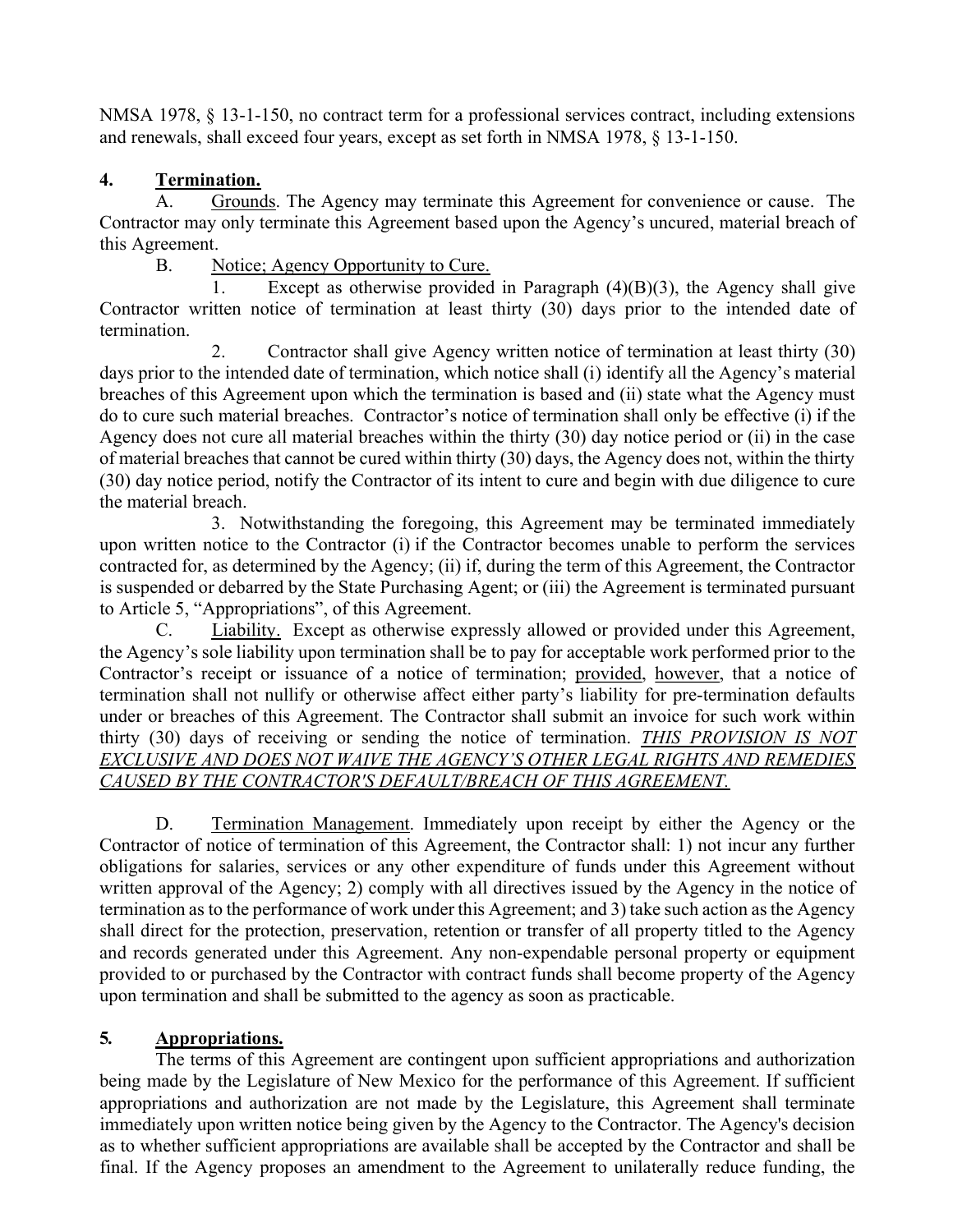NMSA 1978, § 13-1-150, no contract term for a professional services contract, including extensions and renewals, shall exceed four years, except as set forth in NMSA 1978, § 13-1-150.

## 4. Termination.

A. Grounds. The Agency may terminate this Agreement for convenience or cause. The Contractor may only terminate this Agreement based upon the Agency's uncured, material breach of this Agreement.

B. Notice; Agency Opportunity to Cure.

1. Except as otherwise provided in Paragraph (4)(B)(3), the Agency shall give Contractor written notice of termination at least thirty (30) days prior to the intended date of termination.

2. Contractor shall give Agency written notice of termination at least thirty (30) days prior to the intended date of termination, which notice shall (i) identify all the Agency's material breaches of this Agreement upon which the termination is based and (ii) state what the Agency must do to cure such material breaches. Contractor's notice of termination shall only be effective (i) if the Agency does not cure all material breaches within the thirty (30) day notice period or (ii) in the case of material breaches that cannot be cured within thirty (30) days, the Agency does not, within the thirty (30) day notice period, notify the Contractor of its intent to cure and begin with due diligence to cure the material breach.

3. Notwithstanding the foregoing, this Agreement may be terminated immediately upon written notice to the Contractor (i) if the Contractor becomes unable to perform the services contracted for, as determined by the Agency; (ii) if, during the term of this Agreement, the Contractor is suspended or debarred by the State Purchasing Agent; or (iii) the Agreement is terminated pursuant to Article 5, "Appropriations", of this Agreement.

C. Liability. Except as otherwise expressly allowed or provided under this Agreement, the Agency's sole liability upon termination shall be to pay for acceptable work performed prior to the Contractor's receipt or issuance of a notice of termination; provided, however, that a notice of termination shall not nullify or otherwise affect either party's liability for pre-termination defaults under or breaches of this Agreement. The Contractor shall submit an invoice for such work within thirty (30) days of receiving or sending the notice of termination. *THIS PROVISION IS NOT EXCLUSIVE AND DOES NOT WAIVE THE AGENCY'S OTHER LEGAL RIGHTS AND REMEDIES CAUSED BY THE CONTRACTOR'S DEFAULT/BREACH OF THIS AGREEMENT.*

D. Termination Management. Immediately upon receipt by either the Agency or the Contractor of notice of termination of this Agreement, the Contractor shall: 1) not incur any further obligations for salaries, services or any other expenditure of funds under this Agreement without written approval of the Agency; 2) comply with all directives issued by the Agency in the notice of termination as to the performance of work under this Agreement; and 3) take such action as the Agency shall direct for the protection, preservation, retention or transfer of all property titled to the Agency and records generated under this Agreement. Any non-expendable personal property or equipment provided to or purchased by the Contractor with contract funds shall become property of the Agency upon termination and shall be submitted to the agency as soon as practicable.

## 5. Appropriations.

The terms of this Agreement are contingent upon sufficient appropriations and authorization being made by the Legislature of New Mexico for the performance of this Agreement. If sufficient appropriations and authorization are not made by the Legislature, this Agreement shall terminate immediately upon written notice being given by the Agency to the Contractor. The Agency's decision as to whether sufficient appropriations are available shall be accepted by the Contractor and shall be final. If the Agency proposes an amendment to the Agreement to unilaterally reduce funding, the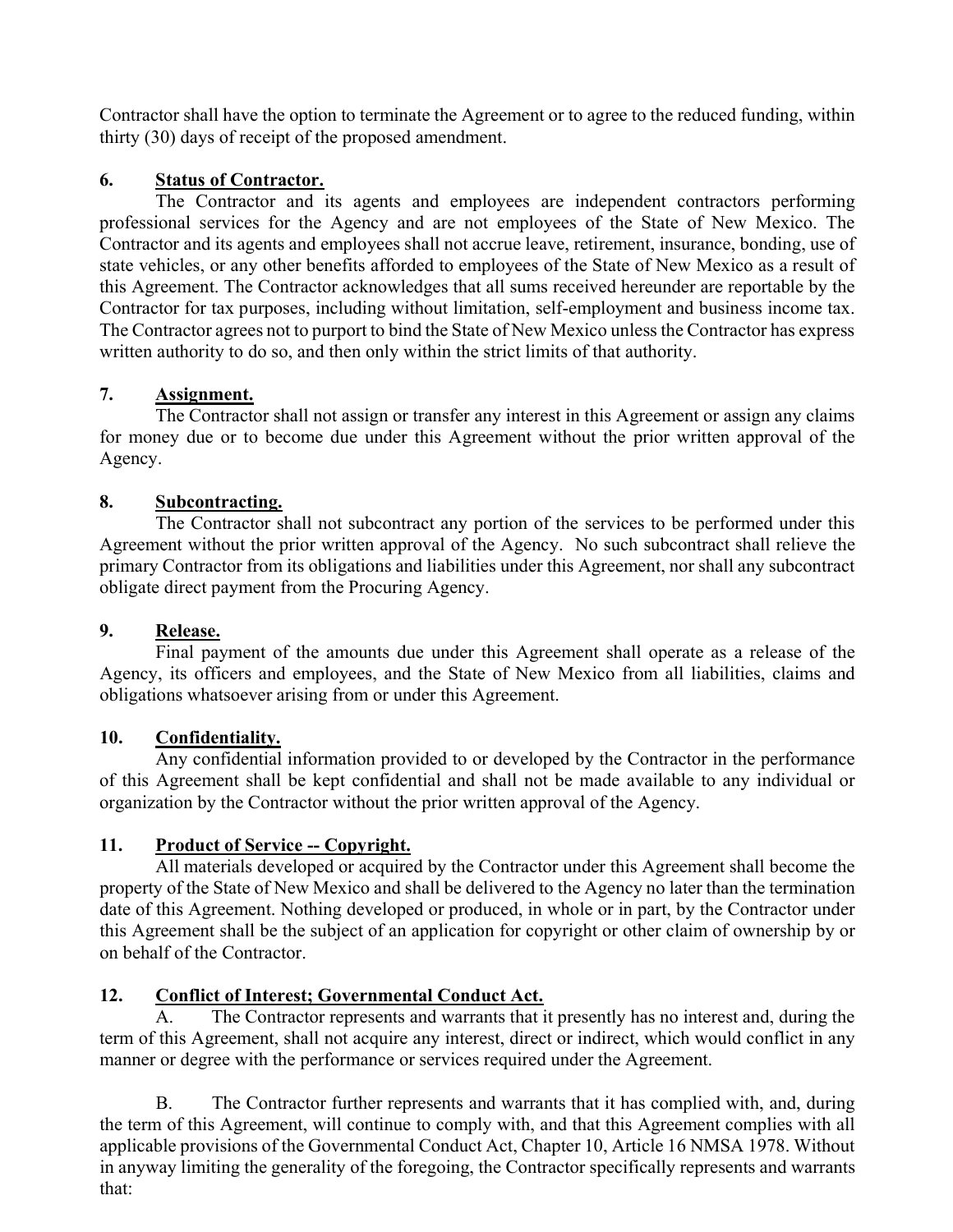Contractor shall have the option to terminate the Agreement or to agree to the reduced funding, within thirty (30) days of receipt of the proposed amendment.

**6. Status of Contractor.**

The Contractor and its agents and employees are independent contractors performing professional services for the Agency and are not employees of the State of New Mexico. The Contractor and its agents and employees shall not accrue leave, retirement, insurance, bonding, use of state vehicles, or any other benefits afforded to employees of the State of New Mexico as a result of this Agreement. The Contractor acknowledges that all sums received hereunder are reportable by the Contractor for tax purposes, including without limitation, self-employment and business income tax. The Contractor agrees not to purport to bind the State of New Mexico unless the Contractor has express written authority to do so, and then only within the strict limits of that authority.

**7. Assignment.**

The Contractor shall not assign or transfer any interest in this Agreement or assign any claims for money due or to become due under this Agreement without the prior written approval of the Agency.

**8. Subcontracting.**

The Contractor shall not subcontract any portion of the services to be performed under this Agreement without the prior written approval of the Agency. No such subcontract shall relieve the primary Contractor from its obligations and liabilities under this Agreement, nor shall any subcontract obligate direct payment from the Procuring Agency.

**9. Release.**

Final payment of the amounts due under this Agreement shall operate as a release of the Agency, its officers and employees, and the State of New Mexico from all liabilities, claims and obligations whatsoever arising from or under this Agreement.

**10. Confidentiality.**

Any confidential information provided to or developed by the Contractor in the performance of this Agreement shall be kept confidential and shall not be made available to any individual or organization by the Contractor without the prior written approval of the Agency.

**11. Product of Service -- Copyright.**

All materials developed or acquired by the Contractor under this Agreement shall become the property of the State of New Mexico and shall be delivered to the Agency no later than the termination date of this Agreement. Nothing developed or produced, in whole or in part, by the Contractor under this Agreement shall be the subject of an application for copyright or other claim of ownership by or on behalf of the Contractor.

**12. Conflict of Interest; Governmental Conduct Act.**

A. The Contractor represents and warrants that it presently has no interest and, during the term of this Agreement, shall not acquire any interest, direct or indirect, which would conflict in any manner or degree with the performance or services required under the Agreement.

B. The Contractor further represents and warrants that it has complied with, and, during the term of this Agreement, will continue to comply with, and that this Agreement complies with all applicable provisions of the Governmental Conduct Act, Chapter 10, Article 16 NMSA 1978. Without in anyway limiting the generality of the foregoing, the Contractor specifically represents and warrants that: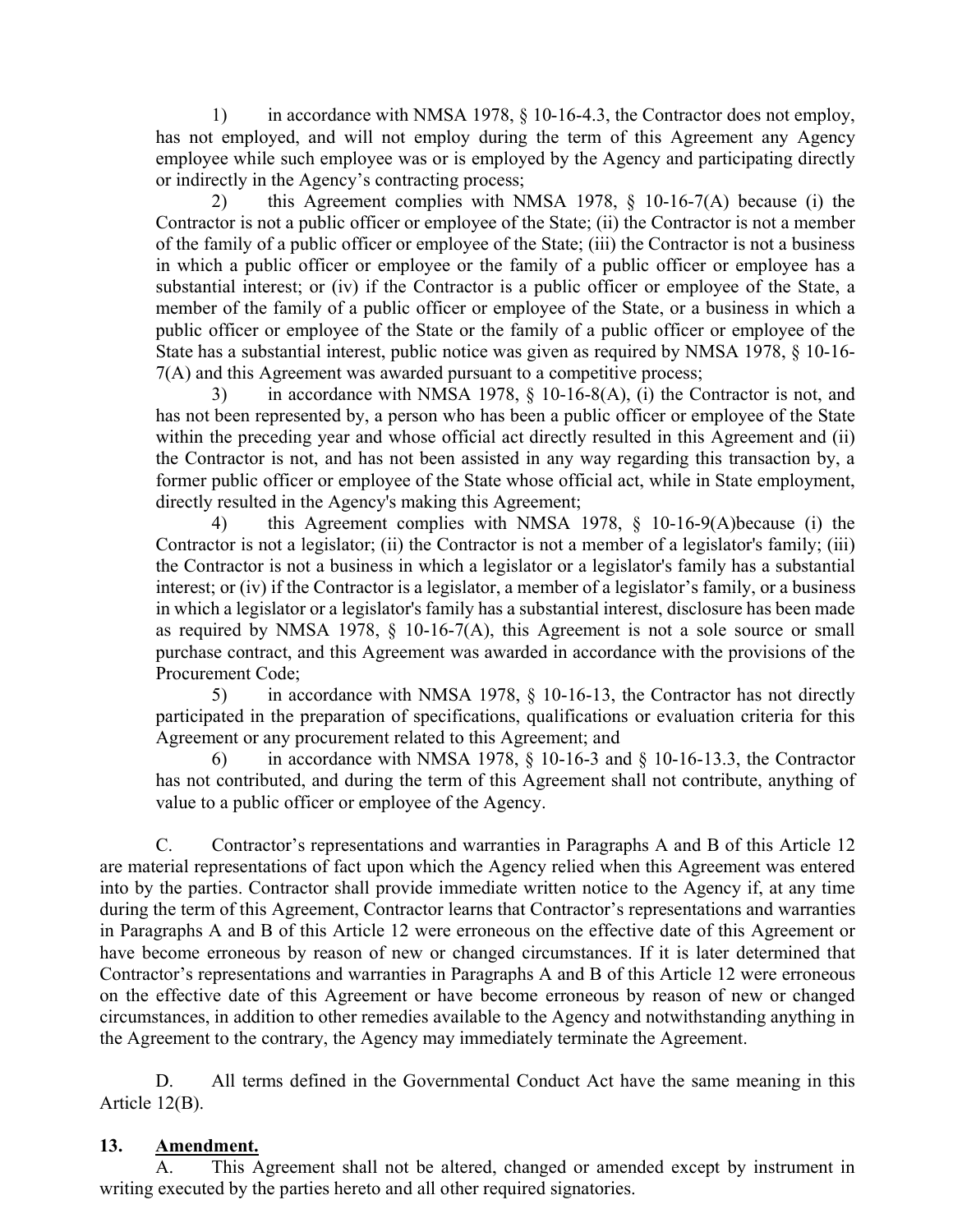1) in accordance with NMSA 1978, § 10-16-4.3, the Contractor does not employ, has not employed, and will not employ during the term of this Agreement any Agency employee while such employee was or is employed by the Agency and participating directly or indirectly in the Agency's contracting process;

2) this Agreement complies with NMSA 1978, § 10-16-7(A) because (i) the Contractor is not a public officer or employee of the State; (ii) the Contractor is not a member of the family of a public officer or employee of the State; (iii) the Contractor is not a business in which a public officer or employee or the family of a public officer or employee has a substantial interest; or (iv) if the Contractor is a public officer or employee of the State, a member of the family of a public officer or employee of the State, or a business in which a public officer or employee of the State or the family of a public officer or employee of the State has a substantial interest, public notice was given as required by NMSA 1978, § 10-16-7(A) and this Agreement was awarded pursuant to a competitive process;

3) in accordance with NMSA 1978, § 10-16-8(A), (i) the Contractor is not, and has not been represented by, a person who has been a public officer or employee of the State within the preceding year and whose official act directly resulted in this Agreement and (ii) the Contractor is not, and has not been assisted in any way regarding this transaction by, a former public officer or employee of the State whose official act, while in State employment, directly resulted in the Agency's making this Agreement;

4) this Agreement complies with NMSA 1978, § 10-16-9(A)because (i) the Contractor is not a legislator; (ii) the Contractor is not a member of a legislator's family; (iii) the Contractor is not a business in which a legislator or a legislator's family has a substantial interest; or (iv) if the Contractor is a legislator, a member of a legislator's family, or a business in which a legislator or a legislator's family has a substantial interest, disclosure has been made as required by NMSA 1978, § 10-16-7(A), this Agreement is not a sole source or small purchase contract, and this Agreement was awarded in accordance with the provisions of the Procurement Code;

5) in accordance with NMSA 1978, § 10-16-13, the Contractor has not directly participated in the preparation of specifications, qualifications or evaluation criteria for this Agreement or any procurement related to this Agreement; and

6) in accordance with NMSA 1978, § 10-16-3 and § 10-16-13.3, the Contractor has not contributed, and during the term of this Agreement shall not contribute, anything of value to a public officer or employee of the Agency.

C. Contractor's representations and warranties in Paragraphs A and B of this Article 12 are material representations of fact upon which the Agency relied when this Agreement was entered into by the parties. Contractor shall provide immediate written notice to the Agency if, at any time during the term of this Agreement, Contractor learns that Contractor's representations and warranties in Paragraphs A and B of this Article 12 were erroneous on the effective date of this Agreement or have become erroneous by reason of new or changed circumstances. If it is later determined that Contractor's representations and warranties in Paragraphs A and B of this Article 12 were erroneous on the effective date of this Agreement or have become erroneous by reason of new or changed circumstances, in addition to other remedies available to the Agency and notwithstanding anything in the Agreement to the contrary, the Agency may immediately terminate the Agreement.

D. All terms defined in the Governmental Conduct Act have the same meaning in this Article 12(B).

## 13. <u>Amendment.</u>

A. This Agreement shall not be altered, changed or amended except by instrument in writing executed by the parties hereto and all other required signatories.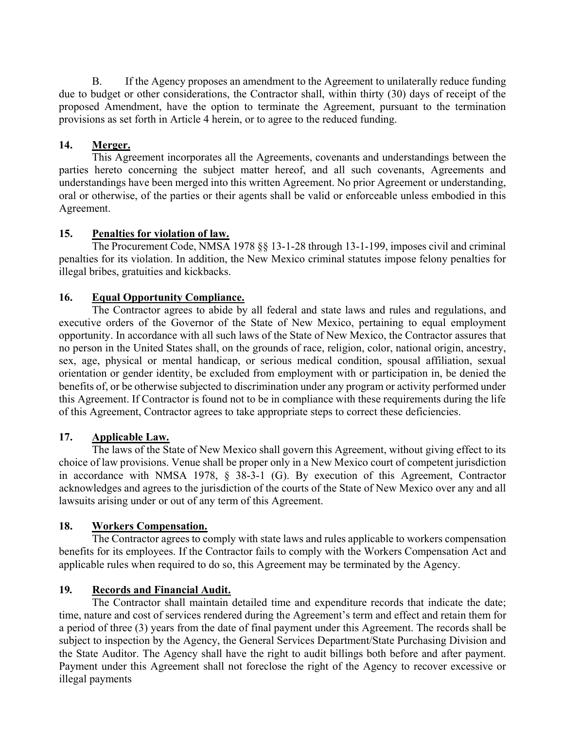B. If the Agency proposes an amendment to the Agreement to unilaterally reduce funding due to budget or other considerations, the Contractor shall, within thirty (30) days of receipt of the proposed Amendment, have the option to terminate the Agreement, pursuant to the termination provisions as set forth in Article 4 herein, or to agree to the reduced funding.

## 14. Merger.

This Agreement incorporates all the Agreements, covenants and understandings between the parties hereto concerning the subject matter hereof, and all such covenants, Agreements and understandings have been merged into this written Agreement. No prior Agreement or understanding, oral or otherwise, of the parties or their agents shall be valid or enforceable unless embodied in this Agreement.

## 15. Penalties for violation of law.

The Procurement Code, NMSA 1978 §§ 13-1-28 through 13-1-199, imposes civil and criminal penalties for its violation. In addition, the New Mexico criminal statutes impose felony penalties for illegal bribes, gratuities and kickbacks.

## 16. Equal Opportunity Compliance.

The Contractor agrees to abide by all federal and state laws and rules and regulations, and executive orders of the Governor of the State of New Mexico, pertaining to equal employment opportunity. In accordance with all such laws of the State of New Mexico, the Contractor assures that no person in the United States shall, on the grounds of race, religion, color, national origin, ancestry, sex, age, physical or mental handicap, or serious medical condition, spousal affiliation, sexual orientation or gender identity, be excluded from employment with or participation in, be denied the benefits of, or be otherwise subjected to discrimination under any program or activity performed under this Agreement. If Contractor is found not to be in compliance with these requirements during the life of this Agreement, Contractor agrees to take appropriate steps to correct these deficiencies.

## 17. Applicable Law.

The laws of the State of New Mexico shall govern this Agreement, without giving effect to its choice of law provisions. Venue shall be proper only in a New Mexico court of competent jurisdiction in accordance with NMSA 1978, § 38-3-1 (G). By execution of this Agreement, Contractor acknowledges and agrees to the jurisdiction of the courts of the State of New Mexico over any and all lawsuits arising under or out of any term of this Agreement.

## 18. Workers Compensation.

The Contractor agrees to comply with state laws and rules applicable to workers compensation benefits for its employees. If the Contractor fails to comply with the Workers Compensation Act and applicable rules when required to do so, this Agreement may be terminated by the Agency.

## 19. Records and Financial Audit.

The Contractor shall maintain detailed time and expenditure records that indicate the date; time, nature and cost of services rendered during the Agreement's term and effect and retain them for a period of three (3) years from the date of final payment under this Agreement. The records shall be subject to inspection by the Agency, the General Services Department/State Purchasing Division and the State Auditor. The Agency shall have the right to audit billings both before and after payment. Payment under this Agreement shall not foreclose the right of the Agency to recover excessive or illegal payments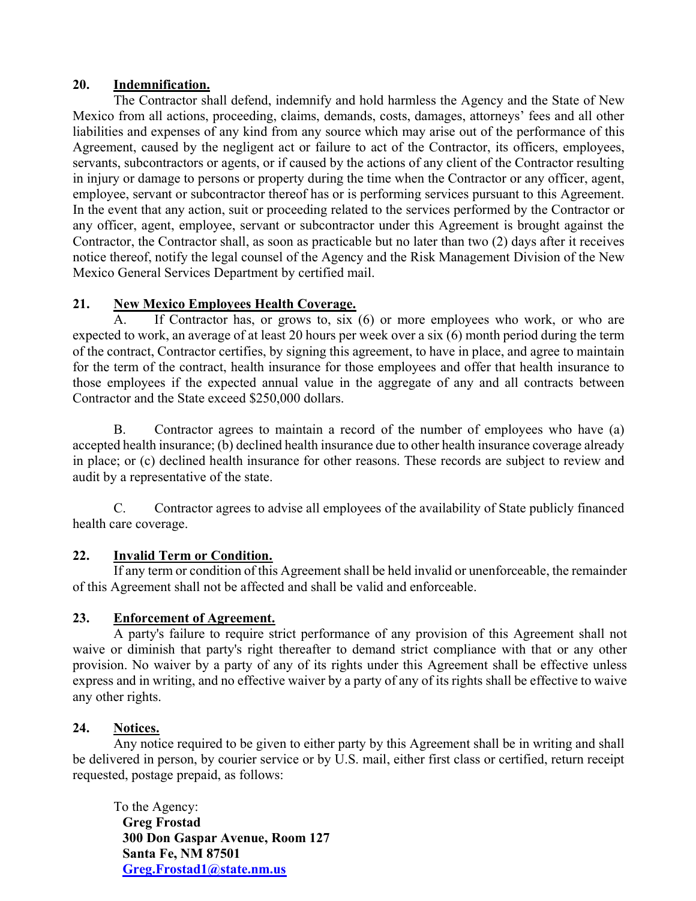**20. Indemnification.**

The Contractor shall defend, indemnify and hold harmless the Agency and the State of New Mexico from all actions, proceeding, claims, demands, costs, damages, attorneys' fees and all other liabilities and expenses of any kind from any source which may arise out of the performance of this Agreement, caused by the negligent act or failure to act of the Contractor, its officers, employees, servants, subcontractors or agents, or if caused by the actions of any client of the Contractor resulting in injury or damage to persons or property during the time when the Contractor or any officer, agent, employee, servant or subcontractor thereof has or is performing services pursuant to this Agreement. In the event that any action, suit or proceeding related to the services performed by the Contractor or any officer, agent, employee, servant or subcontractor under this Agreement is brought against the Contractor, the Contractor shall, as soon as practicable but no later than two (2) days after it receives notice thereof, notify the legal counsel of the Agency and the Risk Management Division of the New Mexico General Services Department by certified mail.

**21. New Mexico Employees Health Coverage.**

A. If Contractor has, or grows to, six (6) or more employees who work, or who are expected to work, an average of at least 20 hours per week over a six (6) month period during the term of the contract, Contractor certifies, by signing this agreement, to have in place, and agree to maintain for the term of the contract, health insurance for those employees and offer that health insurance to those employees if the expected annual value in the aggregate of any and all contracts between Contractor and the State exceed $250,000 dollars.

B. Contractor agrees to maintain a record of the number of employees who have (a) accepted health insurance; (b) declined health insurance due to other health insurance coverage already in place; or (c) declined health insurance for other reasons. These records are subject to review and audit by a representative of the state.

C. Contractor agrees to advise all employees of the availability of State publicly financed health care coverage.

**22. Invalid Term or Condition.**

If any term or condition of this Agreement shall be held invalid or unenforceable, the remainder of this Agreement shall not be affected and shall be valid and enforceable.

**23. Enforcement of Agreement.**

A party's failure to require strict performance of any provision of this Agreement shall not waive or diminish that party's right thereafter to demand strict compliance with that or any other provision. No waiver by a party of any of its rights under this Agreement shall be effective unless express and in writing, and no effective waiver by a party of any of its rights shall be effective to waive any other rights.

**24. Notices.**

Any notice required to be given to either party by this Agreement shall be in writing and shall be delivered in person, by courier service or by U.S. mail, either first class or certified, return receipt requested, postage prepaid, as follows:

To the Agency:
**Greg Frostad**
**300 Don Gaspar Avenue, Room 127**
**Santa Fe, NM 87501**
**Greg.Frostad1@state.nm.us**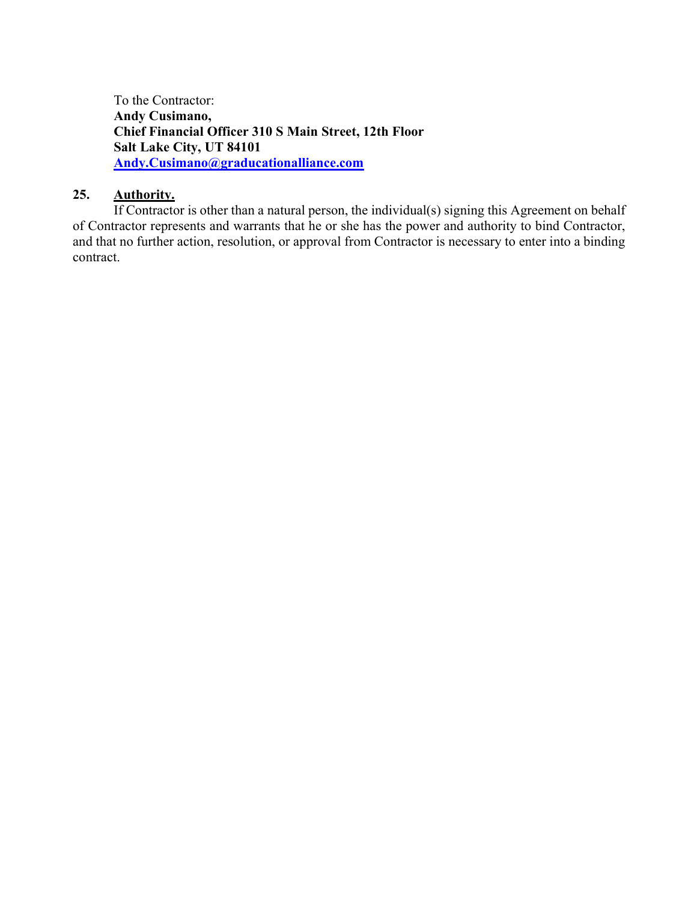To the Contractor:
**Andy Cusimano,**
**Chief Financial Officer 310 S Main Street, 12th Floor**
**Salt Lake City, UT 84101**
**[Andy.Cusimano@graducationalliance.com](mailto:Andy.Cusimano@graducationalliance.com)**

**25. Authority.**

If Contractor is other than a natural person, the individual(s) signing this Agreement on behalf of Contractor represents and warrants that he or she has the power and authority to bind Contractor, and that no further action, resolution, or approval from Contractor is necessary to enter into a binding contract.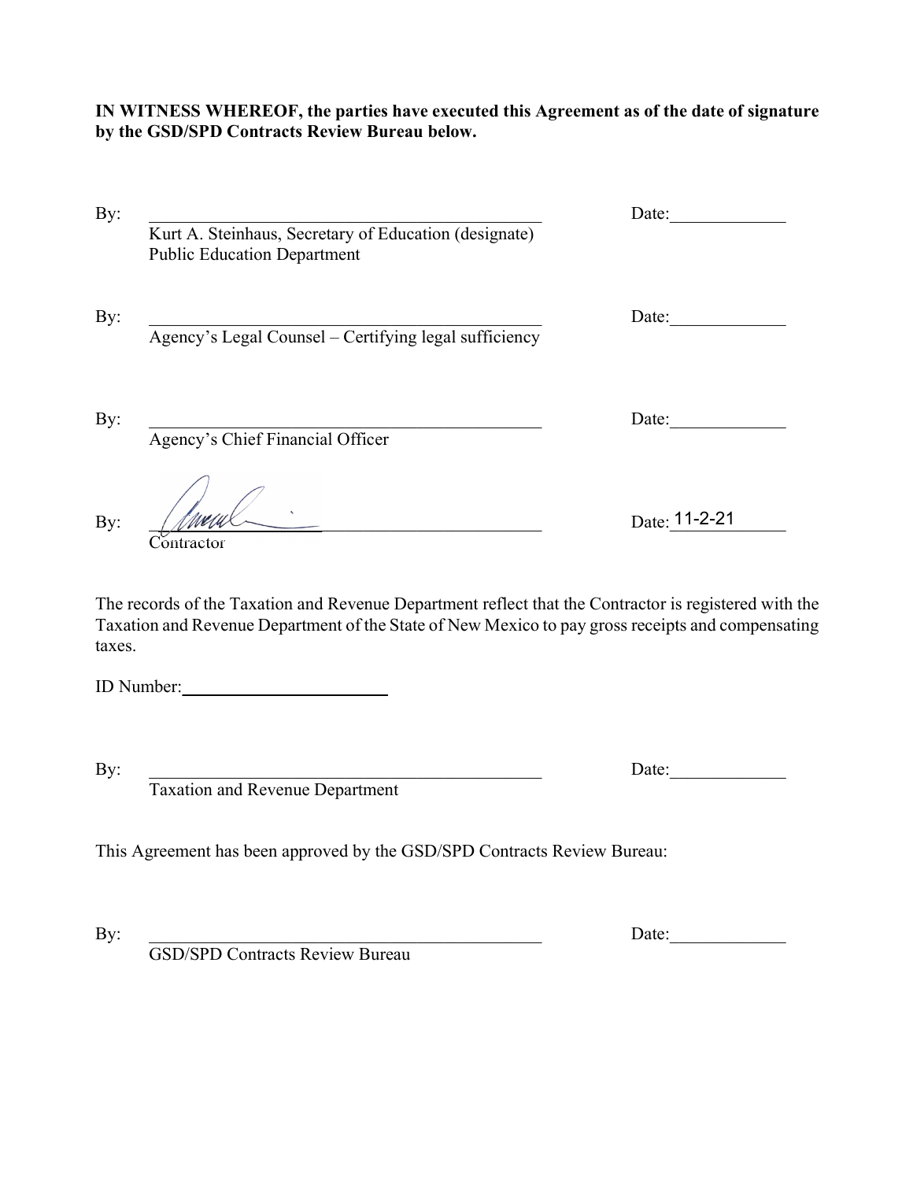**IN WITNESS WHEREOF, the parties have executed this Agreement as of the date of signature by the GSD/SPD Contracts Review Bureau below.**

By: _____________________________________________ Date:_____________
Kurt A. Steinhaus, Secretary of Education (designate)
Public Education Department

By: _____________________________________________ Date:_____________
Agency's Legal Counsel – Certifying legal sufficiency

By: _____________________________________________ Date:_____________
Agency's Chief Financial Officer

By: _____________________________________________ Date: 11-2-21
Contractor

The records of the Taxation and Revenue Department reflect that the Contractor is registered with the Taxation and Revenue Department of the State of New Mexico to pay gross receipts and compensating taxes.

ID Number:_______________________

By: _____________________________________________ Date:_____________
Taxation and Revenue Department

This Agreement has been approved by the GSD/SPD Contracts Review Bureau:

By: _____________________________________________ Date:_____________
GSD/SPD Contracts Review Bureau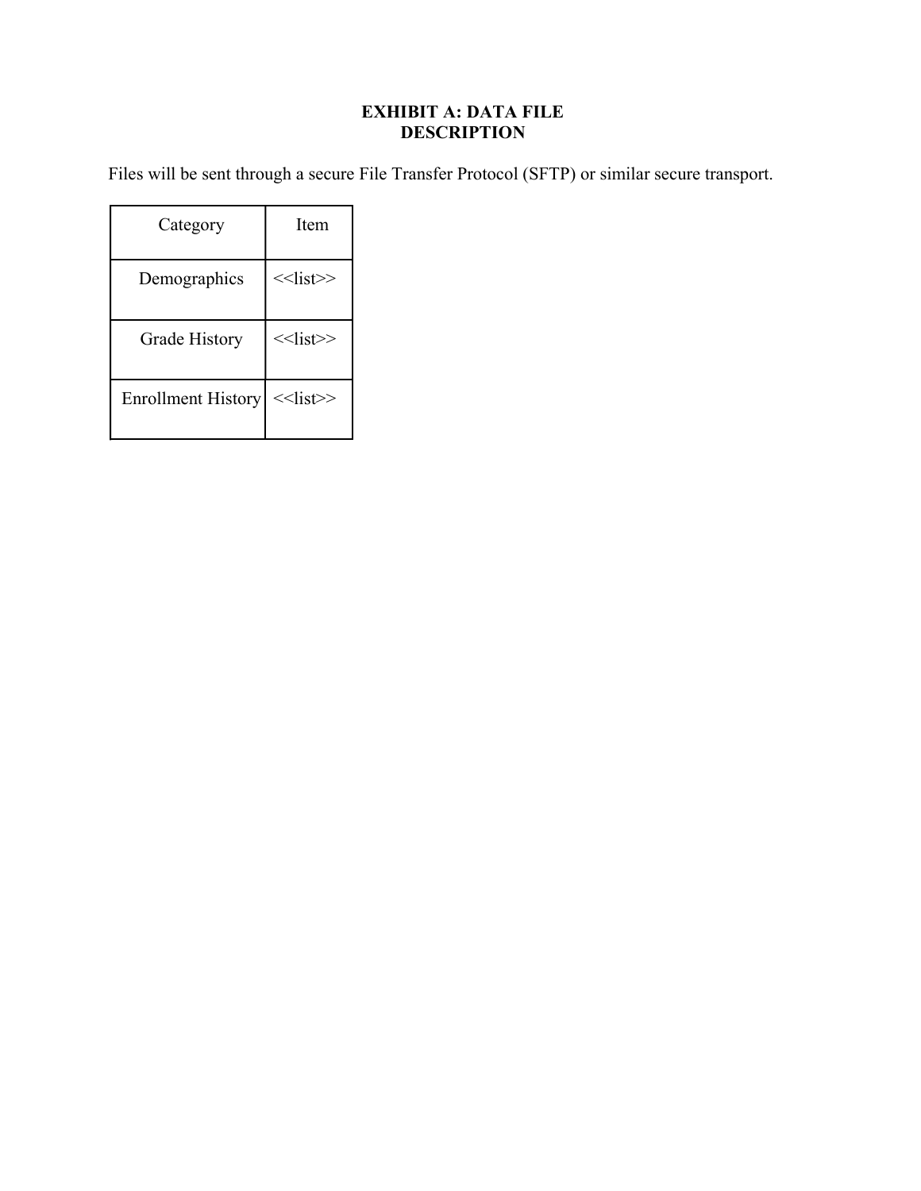# EXHIBIT A: DATA FILE DESCRIPTION

Files will be sent through a secure File Transfer Protocol (SFTP) or similar secure transport.

| Category | Item |
|---|---|
| Demographics | <<list>> |
| Grade History | <<list>> |
| Enrollment History | <<list>> |